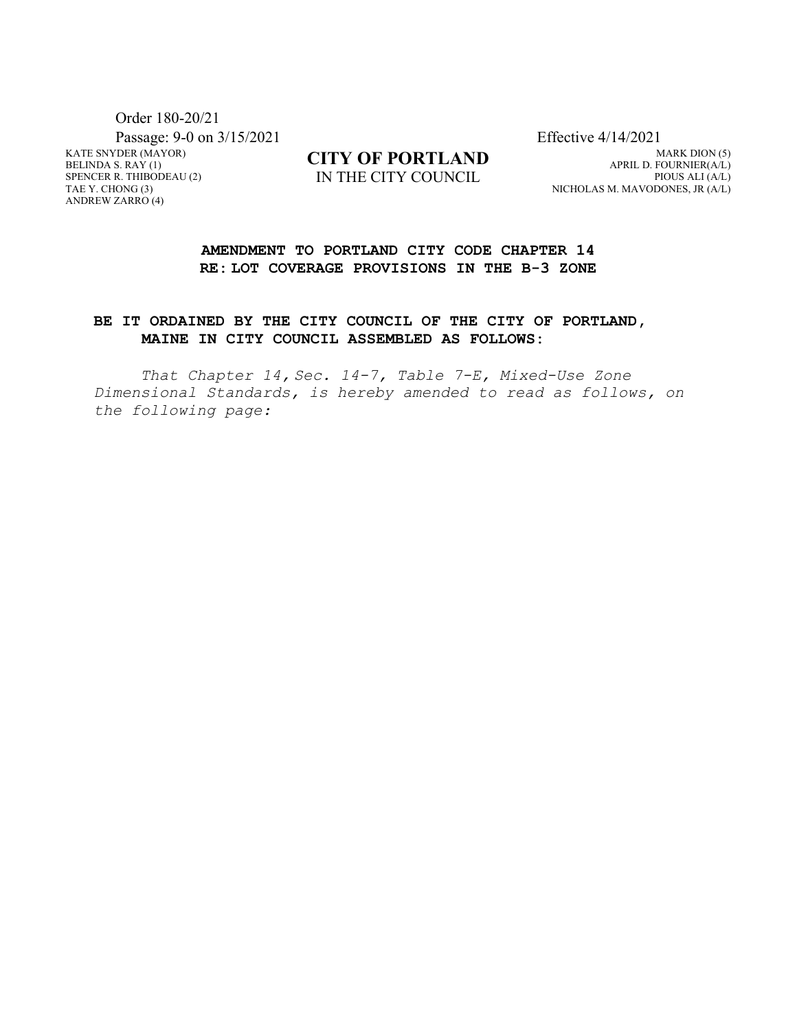Order 180-20/21

Passage: 9-0 on 3/15/2021

Effective 4/14/2021

KATE SNYDER (MAYOR)
BELINDA S. RAY (1)
SPENCER R. THIBODEAU (2)
TAE Y. CHONG (3)
ANDREW ZARRO (4)

**CITY OF PORTLAND**
IN THE CITY COUNCIL

MARK DION (5)
APRIL D. FOURNIER(A/L)
PIOUS ALI (A/L)
NICHOLAS M. MAVODONES, JR (A/L)

## AMENDMENT TO PORTLAND CITY CODE CHAPTER 14
## RE: LOT COVERAGE PROVISIONS IN THE B-3 ZONE

**BE IT ORDAINED BY THE CITY COUNCIL OF THE CITY OF PORTLAND, MAINE IN CITY COUNCIL ASSEMBLED AS FOLLOWS:**

*That Chapter 14, Sec. 14-7, Table 7-E, Mixed-Use Zone Dimensional Standards, is hereby amended to read as follows, on the following page:*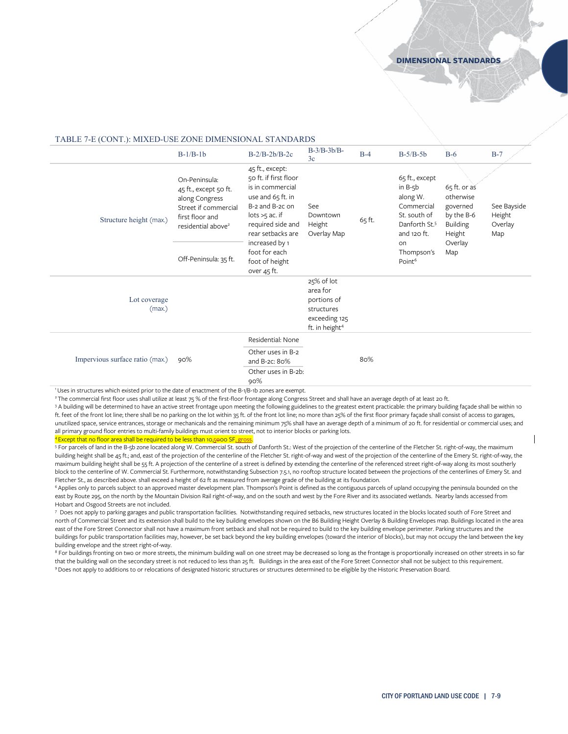TABLE 7-E (CONT.): MIXED-USE ZONE DIMENSIONAL STANDARDS

| | B-1/B-1b | B-2/B-2b/B-2c | B-3/B-3b/B-3c | B-4 | B-5/B-5b | B-6 | B-7 |
|---|---|---|---|---|---|---|---|
| Structure height (max.) | On-Peninsula: 45 ft., except 50 ft. along Congress Street if commercial first floor and residential above[2]<br>Off-Peninsula: 35 ft. | 45 ft., except: 50 ft. if first floor is in commercial use and 65 ft. in B-2 and B-2c on lots >5 ac. if required side and rear setbacks are increased by 1 foot for each foot of height over 45 ft. | See Downtown Height Overlay Map | 65 ft. | 65 ft., except in B-5b along W. Commercial St. south of Danforth St.[5] and 120 ft. on Thompson's Point[6] | 65 ft. or as otherwise governed by the B-6 Building Height Overlay Map | See Bayside Height Overlay Map |
| Lot coverage (max.) | | | 25% of lot area for portions of structures exceeding 125 ft. in height[4] | | | | |
| Impervious surface ratio (max.) | 90% | Residential: None<br>Other uses in B-2 and B-2c: 80%<br>Other uses in B-2b: 90% | | 80% | | | |

[1] Uses in structures which existed prior to the date of enactment of the B-1/B-1b zones are exempt.

[2] The commercial first floor uses shall utilize at least 75 % of the first-floor frontage along Congress Street and shall have an average depth of at least 20 ft.

[3] A building will be determined to have an active street frontage upon meeting the following guidelines to the greatest extent practicable: the primary building façade shall be within 10 ft. feet of the front lot line; there shall be no parking on the lot within 35 ft. of the front lot line; no more than 25% of the first floor primary façade shall consist of access to garages, unutilized space, service entrances, storage or mechanicals and the remaining minimum 75% shall have an average depth of a minimum of 20 ft. for residential or commercial uses; and all primary ground floor entries to multi-family buildings must orient to street, not to interior blocks or parking lots.

[4] Except that no floor area shall be required to be less than 10,5000 SF, gross.

[5] For parcels of land in the B-5b zone located along W. Commercial St. south of Danforth St.: West of the projection of the centerline of the Fletcher St. right-of-way, the maximum building height shall be 45 ft.; and, east of the projection of the centerline of the Fletcher St. right-of-way and west of the projection of the centerline of the Emery St. right-of-way, the maximum building height shall be 55 ft. A projection of the centerline of a street is defined by extending the centerline of the referenced street right-of-way along its most southerly block to the centerline of W. Commercial St. Furthermore, notwithstanding Subsection 7.5.1, no rooftop structure located between the projections of the centerlines of Emery St. and Fletcher St., as described above. shall exceed a height of 62 ft as measured from average grade of the building at its foundation.

[6] Applies only to parcels subject to an approved master development plan. Thompson's Point is defined as the contiguous parcels of upland occupying the peninsula bounded on the east by Route 295, on the north by the Mountain Division Rail right-of-way, and on the south and west by the Fore River and its associated wetlands. Nearby lands accessed from Hobart and Osgood Streets are not included.

[7] Does not apply to parking garages and public transportation facilities. Notwithstanding required setbacks, new structures located in the blocks located south of Fore Street and north of Commercial Street and its extension shall build to the key building envelopes shown on the B6 Building Height Overlay & Building Envelopes map. Buildings located in the area east of the Fore Street Connector shall not have a maximum front setback and shall not be required to build to the key building envelope perimeter. Parking structures and the buildings for public transportation facilities may, however, be set back beyond the key building envelopes (toward the interior of blocks), but may not occupy the land between the key building envelope and the street right-of-way.

[8] For buildings fronting on two or more streets, the minimum building wall on one street may be decreased so long as the frontage is proportionally increased on other streets in so far that the building wall on the secondary street is not reduced to less than 25 ft. Buildings in the area east of the Fore Street Connector shall not be subject to this requirement.

[9] Does not apply to additions to or relocations of designated historic structures or structures determined to be eligible by the Historic Preservation Board.